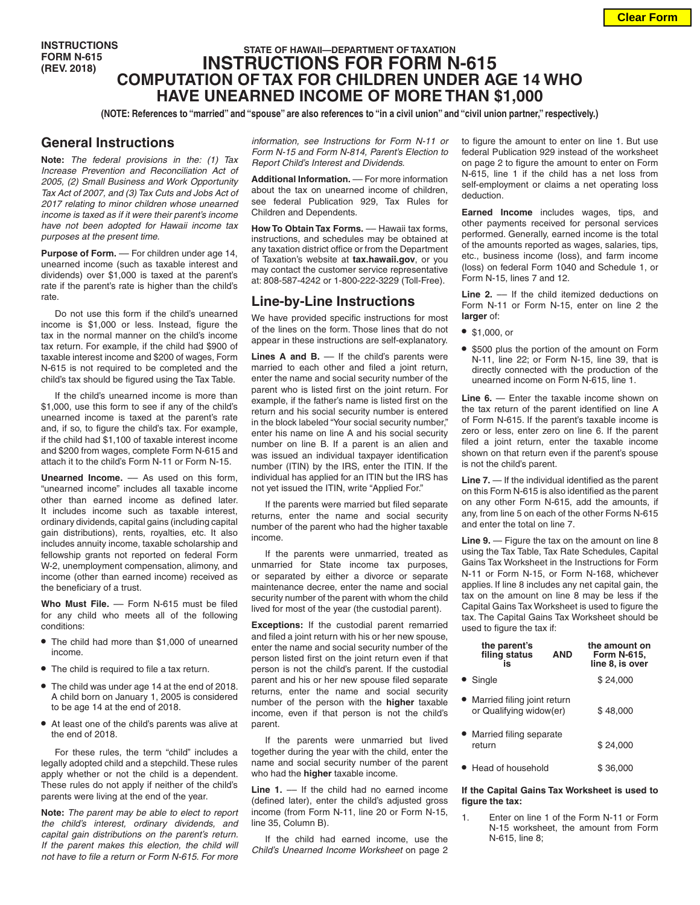INSTRUCTIONS
FORM N-615
(REV. 2018)

STATE OF HAWAII—DEPARTMENT OF TAXATION

# INSTRUCTIONS FOR FORM N-615
## COMPUTATION OF TAX FOR CHILDREN UNDER AGE 14 WHO HAVE UNEARNED INCOME OF MORE THAN $1,000

**(NOTE: References to "married" and "spouse" are also references to "in a civil union" and "civil union partner," respectively.)**

## General Instructions

**Note:** *The federal provisions in the: (1) Tax Increase Prevention and Reconciliation Act of 2005, (2) Small Business and Work Opportunity Tax Act of 2007, and (3) Tax Cuts and Jobs Act of 2017 relating to minor children whose unearned income is taxed as if it were their parent's income have not been adopted for Hawaii income tax purposes at the present time.*

**Purpose of Form.** — For children under age 14, unearned income (such as taxable interest and dividends) over $1,000 is taxed at the parent's rate if the parent's rate is higher than the child's rate.

Do not use this form if the child's unearned income is $1,000 or less. Instead, figure the tax in the normal manner on the child's income tax return. For example, if the child had $900 of taxable interest income and $200 of wages, Form N-615 is not required to be completed and the child's tax should be figured using the Tax Table.

If the child's unearned income is more than $1,000, use this form to see if any of the child's unearned income is taxed at the parent's rate and, if so, to figure the child's tax. For example, if the child had $1,100 of taxable interest income and $200 from wages, complete Form N-615 and attach it to the child's Form N-11 or Form N-15.

**Unearned Income.** — As used on this form, "unearned income" includes all taxable income other than earned income as defined later. It includes income such as taxable interest, ordinary dividends, capital gains (including capital gain distributions), rents, royalties, etc. It also includes annuity income, taxable scholarship and fellowship grants not reported on federal Form W-2, unemployment compensation, alimony, and income (other than earned income) received as the beneficiary of a trust.

**Who Must File.** — Form N-615 must be filed for any child who meets all of the following conditions:

- The child had more than $1,000 of unearned income.
- The child is required to file a tax return.
- The child was under age 14 at the end of 2018. A child born on January 1, 2005 is considered to be age 14 at the end of 2018.
- At least one of the child's parents was alive at the end of 2018.

For these rules, the term "child" includes a legally adopted child and a stepchild. These rules apply whether or not the child is a dependent. These rules do not apply if neither of the child's parents were living at the end of the year.

**Note:** *The parent may be able to elect to report the child's interest, ordinary dividends, and capital gain distributions on the parent's return. If the parent makes this election, the child will not have to file a return or Form N-615. For more information, see Instructions for Form N-11 or Form N-15 and Form N-814, Parent's Election to Report Child's Interest and Dividends.*

**Additional Information.** — For more information about the tax on unearned income of children, see federal Publication 929, Tax Rules for Children and Dependents.

**How To Obtain Tax Forms.** — Hawaii tax forms, instructions, and schedules may be obtained at any taxation district office or from the Department of Taxation's website at **tax.hawaii.gov**, or you may contact the customer service representative at: 808-587-4242 or 1-800-222-3229 (Toll-Free).

## Line-by-Line Instructions

We have provided specific instructions for most of the lines on the form. Those lines that do not appear in these instructions are self-explanatory.

**Lines A and B.** — If the child's parents were married to each other and filed a joint return, enter the name and social security number of the parent who is listed first on the joint return. For example, if the father's name is listed first on the return and his social security number is entered in the block labeled "Your social security number," enter his name on line A and his social security number on line B. If a parent is an alien and was issued an individual taxpayer identification number (ITIN) by the IRS, enter the ITIN. If the individual has applied for an ITIN but the IRS has not yet issued the ITIN, write "Applied For."

If the parents were married but filed separate returns, enter the name and social security number of the parent who had the higher taxable income.

If the parents were unmarried, treated as unmarried for State income tax purposes, or separated by either a divorce or separate maintenance decree, enter the name and social security number of the parent with whom the child lived for most of the year (the custodial parent).

**Exceptions:** If the custodial parent remarried and filed a joint return with his or her new spouse, enter the name and social security number of the person listed first on the joint return even if that person is not the child's parent. If the custodial parent and his or her new spouse filed separate returns, enter the name and social security number of the person with the **higher** taxable income, even if that person is not the child's parent.

If the parents were unmarried but lived together during the year with the child, enter the name and social security number of the parent who had the **higher** taxable income.

**Line 1.** — If the child had no earned income (defined later), enter the child's adjusted gross income (from Form N-11, line 20 or Form N-15, line 35, Column B).

If the child had earned income, use the *Child's Unearned Income Worksheet* on page 2 to figure the amount to enter on line 1. But use federal Publication 929 instead of the worksheet on page 2 to figure the amount to enter on Form N-615, line 1 if the child has a net loss from self-employment or claims a net operating loss deduction.

**Earned Income** includes wages, tips, and other payments received for personal services performed. Generally, earned income is the total of the amounts reported as wages, salaries, tips, etc., business income (loss), and farm income (loss) on federal Form 1040 and Schedule 1, or Form N-15, lines 7 and 12.

**Line 2.** — If the child itemized deductions on Form N-11 or Form N-15, enter on line 2 the **larger** of:

- $1,000, or
- $500 plus the portion of the amount on Form N-11, line 22; or Form N-15, line 39, that is directly connected with the production of the unearned income on Form N-615, line 1.

**Line 6.** — Enter the taxable income shown on the tax return of the parent identified on line A of Form N-615. If the parent's taxable income is zero or less, enter zero on line 6. If the parent filed a joint return, enter the taxable income shown on that return even if the parent's spouse is not the child's parent.

**Line 7.** — If the individual identified as the parent on this Form N-615 is also identified as the parent on any other Form N-615, add the amounts, if any, from line 5 on each of the other Forms N-615 and enter the total on line 7.

**Line 9.** — Figure the tax on the amount on line 8 using the Tax Table, Tax Rate Schedules, Capital Gains Tax Worksheet in the Instructions for Form N-11 or Form N-15, or Form N-168, whichever applies. If line 8 includes any net capital gain, the tax on the amount on line 8 may be less if the Capital Gains Tax Worksheet is used to figure the tax. The Capital Gains Tax Worksheet should be used to figure the tax if:

| the parent's filing status is | AND | the amount on Form N-615, line 8, is over |
|---|---|---|
| • Single | | $ 24,000 |
| • Married filing joint return or Qualifying widow(er) | | $ 48,000 |
| • Married filing separate return | | $ 24,000 |
| • Head of household | | $ 36,000 |

**If the Capital Gains Tax Worksheet is used to figure the tax:**

1. Enter on line 1 of the Form N-11 or Form N-15 worksheet, the amount from Form N-615, line 8;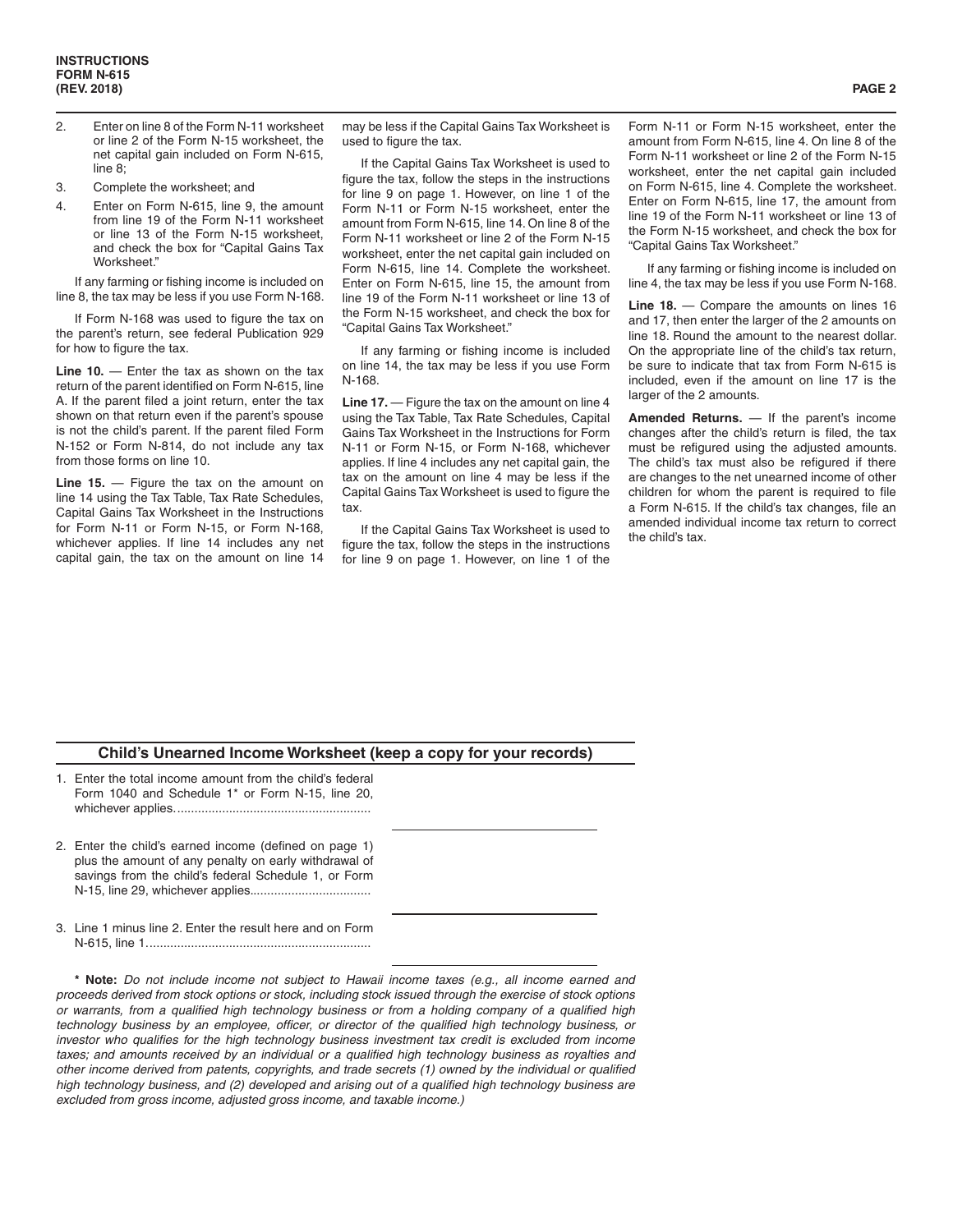2. Enter on line 8 of the Form N-11 worksheet or line 2 of the Form N-15 worksheet, the net capital gain included on Form N-615, line 8;
3. Complete the worksheet; and
4. Enter on Form N-615, line 9, the amount from line 19 of the Form N-11 worksheet or line 13 of the Form N-15 worksheet, and check the box for "Capital Gains Tax Worksheet."

If any farming or fishing income is included on line 8, the tax may be less if you use Form N-168.

If Form N-168 was used to figure the tax on the parent's return, see federal Publication 929 for how to figure the tax.

**Line 10.** — Enter the tax as shown on the tax return of the parent identified on Form N-615, line A. If the parent filed a joint return, enter the tax shown on that return even if the parent's spouse is not the child's parent. If the parent filed Form N-152 or Form N-814, do not include any tax from those forms on line 10.

**Line 15.** — Figure the tax on the amount on line 14 using the Tax Table, Tax Rate Schedules, Capital Gains Tax Worksheet in the Instructions for Form N-11 or Form N-15, or Form N-168, whichever applies. If line 14 includes any net capital gain, the tax on the amount on line 14 may be less if the Capital Gains Tax Worksheet is used to figure the tax.

If the Capital Gains Tax Worksheet is used to figure the tax, follow the steps in the instructions for line 9 on page 1. However, on line 1 of the Form N-11 or Form N-15 worksheet, enter the amount from Form N-615, line 14. On line 8 of the Form N-11 worksheet or line 2 of the Form N-15 worksheet, enter the net capital gain included on Form N-615, line 14. Complete the worksheet. Enter on Form N-615, line 15, the amount from line 19 of the Form N-11 worksheet or line 13 of the Form N-15 worksheet, and check the box for "Capital Gains Tax Worksheet."

If any farming or fishing income is included on line 14, the tax may be less if you use Form N-168.

**Line 17.** — Figure the tax on the amount on line 4 using the Tax Table, Tax Rate Schedules, Capital Gains Tax Worksheet in the Instructions for Form N-11 or Form N-15, or Form N-168, whichever applies. If line 4 includes any net capital gain, the tax on the amount on line 4 may be less if the Capital Gains Tax Worksheet is used to figure the tax.

If the Capital Gains Tax Worksheet is used to figure the tax, follow the steps in the instructions for line 9 on page 1. However, on line 1 of the Form N-11 or Form N-15 worksheet, enter the amount from Form N-615, line 4. On line 8 of the Form N-11 worksheet or line 2 of the Form N-15 worksheet, enter the net capital gain included on Form N-615, line 4. Complete the worksheet. Enter on Form N-615, line 17, the amount from line 19 of the Form N-11 worksheet or line 13 of the Form N-15 worksheet, and check the box for "Capital Gains Tax Worksheet."

If any farming or fishing income is included on line 4, the tax may be less if you use Form N-168.

**Line 18.** — Compare the amounts on lines 16 and 17, then enter the larger of the 2 amounts on line 18. Round the amount to the nearest dollar. On the appropriate line of the child's tax return, be sure to indicate that tax from Form N-615 is included, even if the amount on line 17 is the larger of the 2 amounts.

**Amended Returns.** — If the parent's income changes after the child's return is filed, the tax must be refigured using the adjusted amounts. The child's tax must also be refigured if there are changes to the net unearned income of other children for whom the parent is required to file a Form N-615. If the child's tax changes, file an amended individual income tax return to correct the child's tax.

## Child's Unearned Income Worksheet (keep a copy for your records)

1. Enter the total income amount from the child's federal Form 1040 and Schedule 1* or Form N-15, line 20, whichever applies.......................................................... \_\_\_\_\_\_\_\_\_\_
2. Enter the child's earned income (defined on page 1) plus the amount of any penalty on early withdrawal of savings from the child's federal Schedule 1, or Form N-15, line 29, whichever applies.................................. \_\_\_\_\_\_\_\_\_\_
3. Line 1 minus line 2. Enter the result here and on Form N-615, line 1................................................................ \_\_\_\_\_\_\_\_\_\_

**\* Note:** *Do not include income not subject to Hawaii income taxes (e.g., all income earned and proceeds derived from stock options or stock, including stock issued through the exercise of stock options or warrants, from a qualified high technology business or from a holding company of a qualified high technology business by an employee, officer, or director of the qualified high technology business, or investor who qualifies for the high technology business investment tax credit is excluded from income taxes; and amounts received by an individual or a qualified high technology business as royalties and other income derived from patents, copyrights, and trade secrets (1) owned by the individual or qualified high technology business, and (2) developed and arising out of a qualified high technology business are excluded from gross income, adjusted gross income, and taxable income.)*